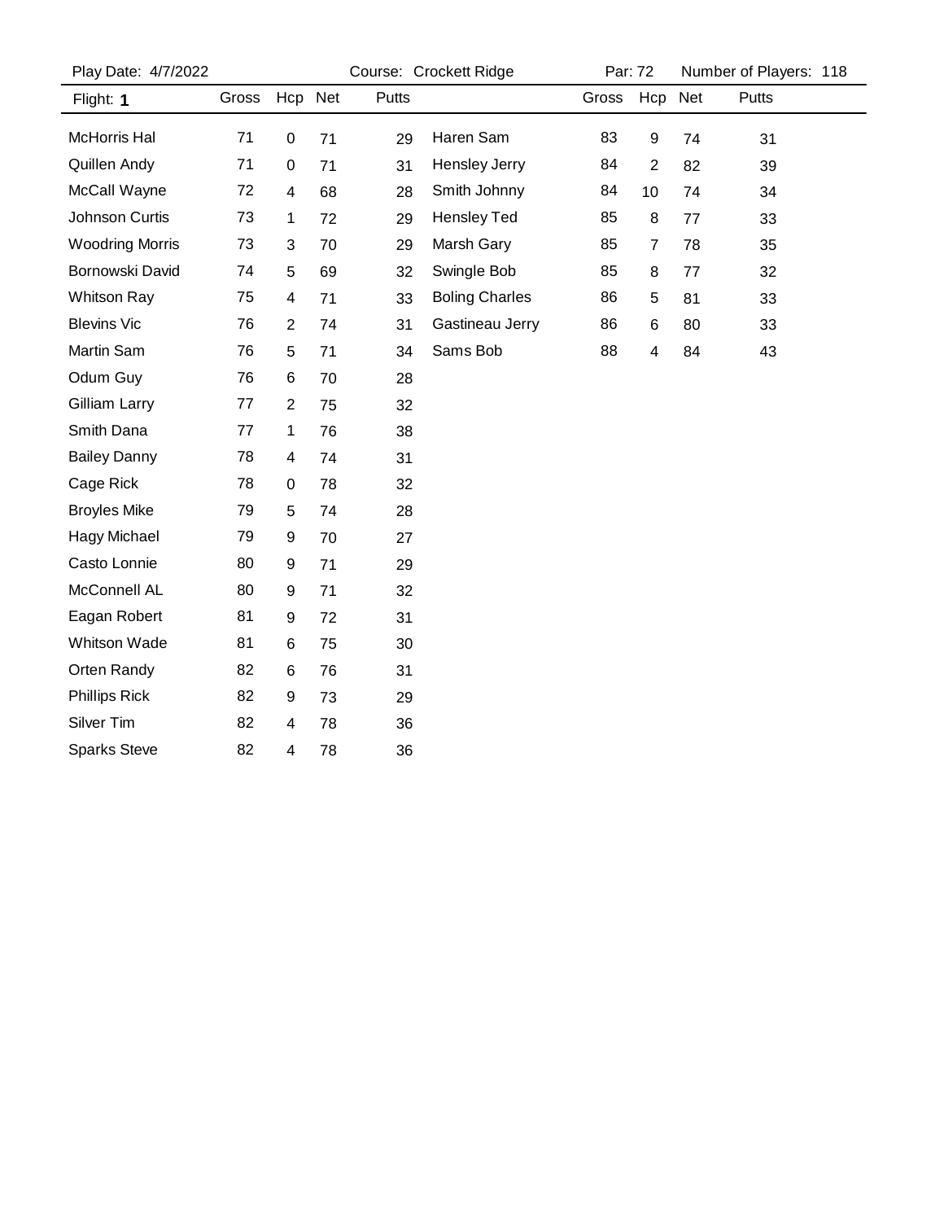Play Date: 4/7/2022 | Course: Crockett Ridge | Par: 72 | Number of Players: 118

| Flight: **1** | Gross | Hcp | Net | Putts |
|---|---|---|---|---|
| McHorris Hal | 71 | 0 | 71 | 29 |
| Quillen Andy | 71 | 0 | 71 | 31 |
| McCall Wayne | 72 | 4 | 68 | 28 |
| Johnson Curtis | 73 | 1 | 72 | 29 |
| Woodring Morris | 73 | 3 | 70 | 29 |
| Bornowski David | 74 | 5 | 69 | 32 |
| Whitson Ray | 75 | 4 | 71 | 33 |
| Blevins Vic | 76 | 2 | 74 | 31 |
| Martin Sam | 76 | 5 | 71 | 34 |
| Odum Guy | 76 | 6 | 70 | 28 |
| Gilliam Larry | 77 | 2 | 75 | 32 |
| Smith Dana | 77 | 1 | 76 | 38 |
| Bailey Danny | 78 | 4 | 74 | 31 |
| Cage Rick | 78 | 0 | 78 | 32 |
| Broyles Mike | 79 | 5 | 74 | 28 |
| Hagy Michael | 79 | 9 | 70 | 27 |
| Casto Lonnie | 80 | 9 | 71 | 29 |
| McConnell AL | 80 | 9 | 71 | 32 |
| Eagan Robert | 81 | 9 | 72 | 31 |
| Whitson Wade | 81 | 6 | 75 | 30 |
| Orten Randy | 82 | 6 | 76 | 31 |
| Phillips Rick | 82 | 9 | 73 | 29 |
| Silver Tim | 82 | 4 | 78 | 36 |
| Sparks Steve | 82 | 4 | 78 | 36 |
| Haren Sam | 83 | 9 | 74 | 31 |
| Hensley Jerry | 84 | 2 | 82 | 39 |
| Smith Johnny | 84 | 10 | 74 | 34 |
| Hensley Ted | 85 | 8 | 77 | 33 |
| Marsh Gary | 85 | 7 | 78 | 35 |
| Swingle Bob | 85 | 8 | 77 | 32 |
| Boling Charles | 86 | 5 | 81 | 33 |
| Gastineau Jerry | 86 | 6 | 80 | 33 |
| Sams Bob | 88 | 4 | 84 | 43 |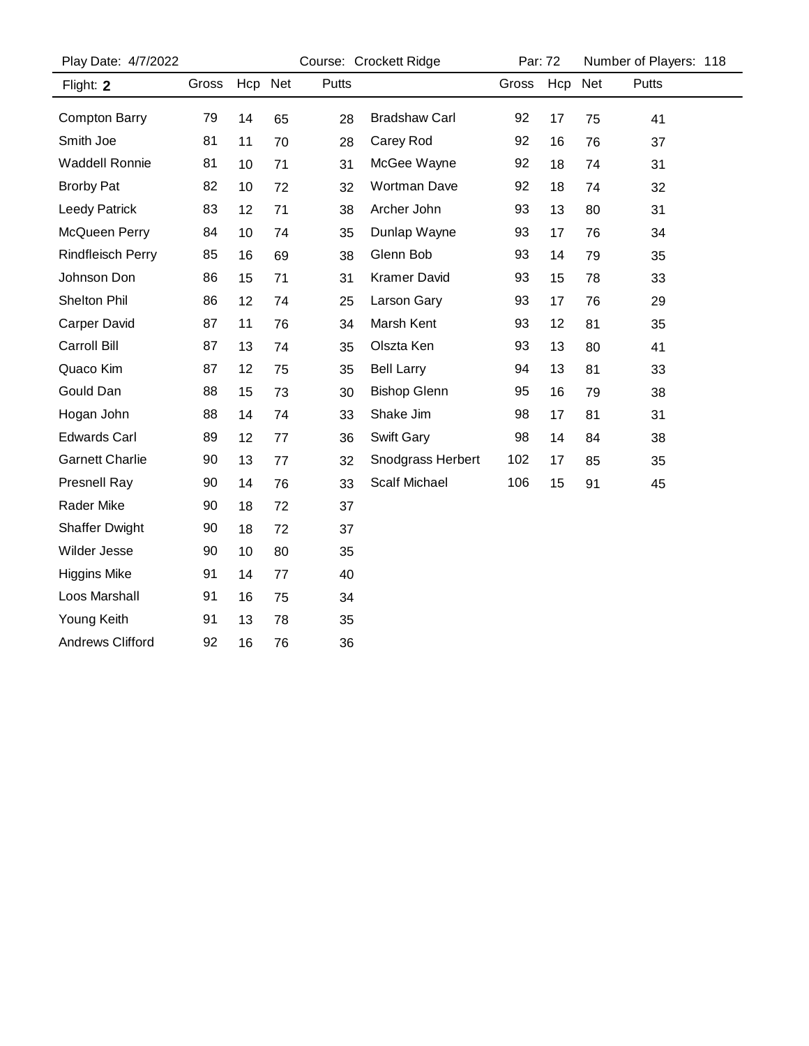Play Date: 4/7/2022 | Course: Crockett Ridge | Par: 72 | Number of Players: 118

Flight: **2**

| Name | Gross | Hcp | Net | Putts |
|---|---|---|---|---|
| Compton Barry | 79 | 14 | 65 | 28 |
| Smith Joe | 81 | 11 | 70 | 28 |
| Waddell Ronnie | 81 | 10 | 71 | 31 |
| Brorby Pat | 82 | 10 | 72 | 32 |
| Leedy Patrick | 83 | 12 | 71 | 38 |
| McQueen Perry | 84 | 10 | 74 | 35 |
| Rindfleisch Perry | 85 | 16 | 69 | 38 |
| Johnson Don | 86 | 15 | 71 | 31 |
| Shelton Phil | 86 | 12 | 74 | 25 |
| Carper David | 87 | 11 | 76 | 34 |
| Carroll Bill | 87 | 13 | 74 | 35 |
| Quaco Kim | 87 | 12 | 75 | 35 |
| Gould Dan | 88 | 15 | 73 | 30 |
| Hogan John | 88 | 14 | 74 | 33 |
| Edwards Carl | 89 | 12 | 77 | 36 |
| Garnett Charlie | 90 | 13 | 77 | 32 |
| Presnell Ray | 90 | 14 | 76 | 33 |
| Rader Mike | 90 | 18 | 72 | 37 |
| Shaffer Dwight | 90 | 18 | 72 | 37 |
| Wilder Jesse | 90 | 10 | 80 | 35 |
| Higgins Mike | 91 | 14 | 77 | 40 |
| Loos Marshall | 91 | 16 | 75 | 34 |
| Young Keith | 91 | 13 | 78 | 35 |
| Andrews Clifford | 92 | 16 | 76 | 36 |
| Bradshaw Carl | 92 | 17 | 75 | 41 |
| Carey Rod | 92 | 16 | 76 | 37 |
| McGee Wayne | 92 | 18 | 74 | 31 |
| Wortman Dave | 92 | 18 | 74 | 32 |
| Archer John | 93 | 13 | 80 | 31 |
| Dunlap Wayne | 93 | 17 | 76 | 34 |
| Glenn Bob | 93 | 14 | 79 | 35 |
| Kramer David | 93 | 15 | 78 | 33 |
| Larson Gary | 93 | 17 | 76 | 29 |
| Marsh Kent | 93 | 12 | 81 | 35 |
| Olszta Ken | 93 | 13 | 80 | 41 |
| Bell Larry | 94 | 13 | 81 | 33 |
| Bishop Glenn | 95 | 16 | 79 | 38 |
| Shake Jim | 98 | 17 | 81 | 31 |
| Swift Gary | 98 | 14 | 84 | 38 |
| Snodgrass Herbert | 102 | 17 | 85 | 35 |
| Scalf Michael | 106 | 15 | 91 | 45 |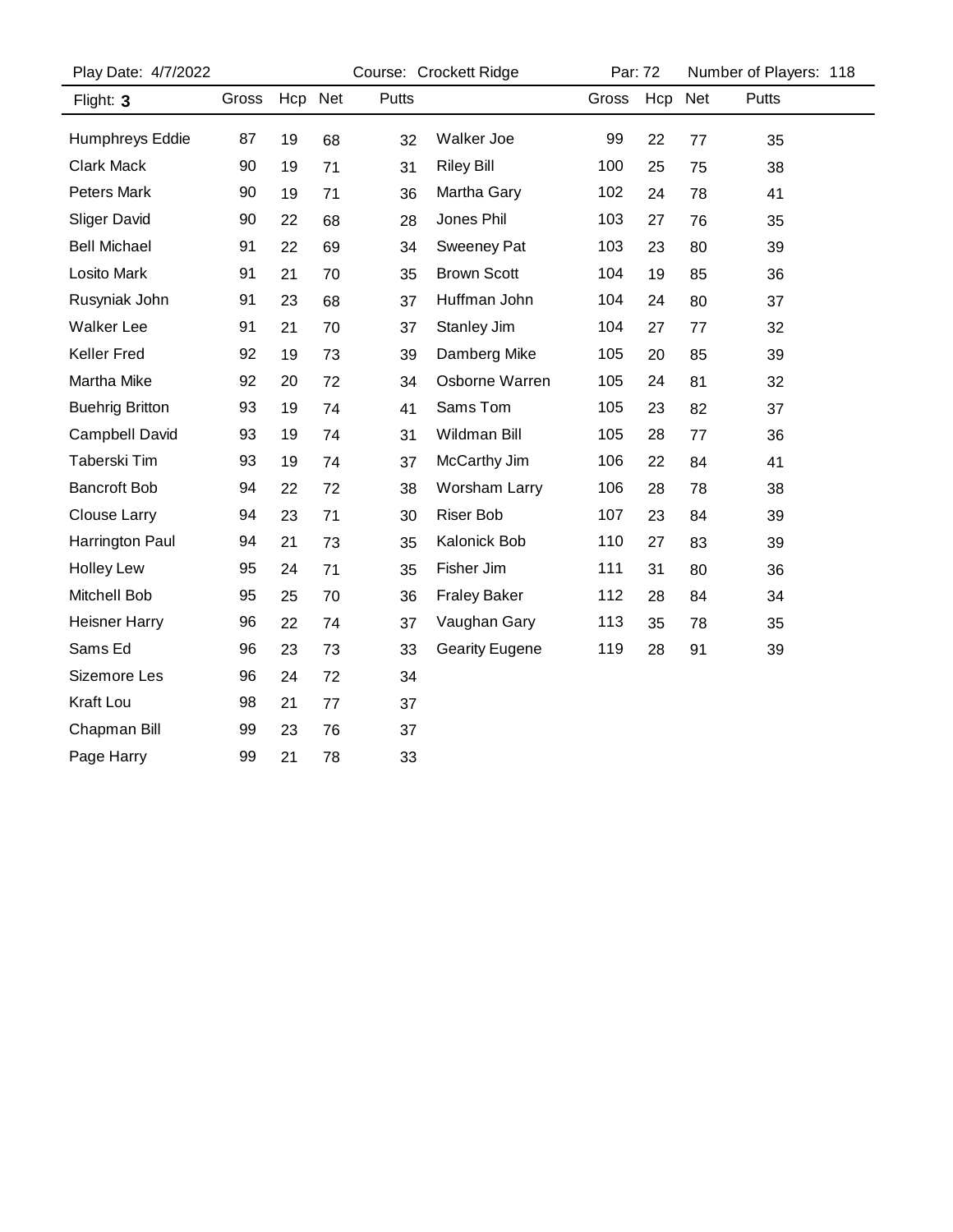Play Date: 4/7/2022 | Course: Crockett Ridge | Par: 72 | Number of Players: 118

| Flight: **3** | Gross | Hcp | Net | Putts | | Gross | Hcp | Net | Putts |
|---|---|---|---|---|---|---|---|---|---|
| Humphreys Eddie | 87 | 19 | 68 | 32 | Walker Joe | 99 | 22 | 77 | 35 |
| Clark Mack | 90 | 19 | 71 | 31 | Riley Bill | 100 | 25 | 75 | 38 |
| Peters Mark | 90 | 19 | 71 | 36 | Martha Gary | 102 | 24 | 78 | 41 |
| Sliger David | 90 | 22 | 68 | 28 | Jones Phil | 103 | 27 | 76 | 35 |
| Bell Michael | 91 | 22 | 69 | 34 | Sweeney Pat | 103 | 23 | 80 | 39 |
| Losito Mark | 91 | 21 | 70 | 35 | Brown Scott | 104 | 19 | 85 | 36 |
| Rusyniak John | 91 | 23 | 68 | 37 | Huffman John | 104 | 24 | 80 | 37 |
| Walker Lee | 91 | 21 | 70 | 37 | Stanley Jim | 104 | 27 | 77 | 32 |
| Keller Fred | 92 | 19 | 73 | 39 | Damberg Mike | 105 | 20 | 85 | 39 |
| Martha Mike | 92 | 20 | 72 | 34 | Osborne Warren | 105 | 24 | 81 | 32 |
| Buehrig Britton | 93 | 19 | 74 | 41 | Sams Tom | 105 | 23 | 82 | 37 |
| Campbell David | 93 | 19 | 74 | 31 | Wildman Bill | 105 | 28 | 77 | 36 |
| Taberski Tim | 93 | 19 | 74 | 37 | McCarthy Jim | 106 | 22 | 84 | 41 |
| Bancroft Bob | 94 | 22 | 72 | 38 | Worsham Larry | 106 | 28 | 78 | 38 |
| Clouse Larry | 94 | 23 | 71 | 30 | Riser Bob | 107 | 23 | 84 | 39 |
| Harrington Paul | 94 | 21 | 73 | 35 | Kalonick Bob | 110 | 27 | 83 | 39 |
| Holley Lew | 95 | 24 | 71 | 35 | Fisher Jim | 111 | 31 | 80 | 36 |
| Mitchell Bob | 95 | 25 | 70 | 36 | Fraley Baker | 112 | 28 | 84 | 34 |
| Heisner Harry | 96 | 22 | 74 | 37 | Vaughan Gary | 113 | 35 | 78 | 35 |
| Sams Ed | 96 | 23 | 73 | 33 | Gearity Eugene | 119 | 28 | 91 | 39 |
| Sizemore Les | 96 | 24 | 72 | 34 | | | | | |
| Kraft Lou | 98 | 21 | 77 | 37 | | | | | |
| Chapman Bill | 99 | 23 | 76 | 37 | | | | | |
| Page Harry | 99 | 21 | 78 | 33 | | | | | |